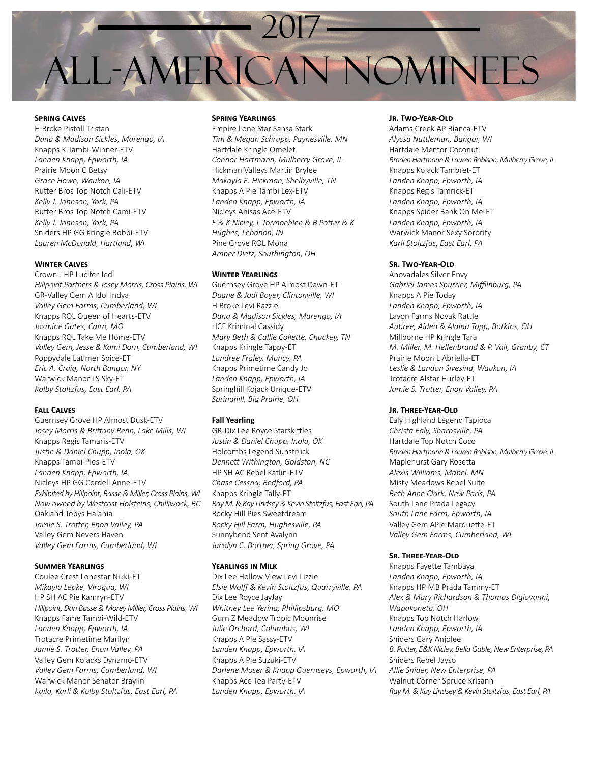# 2017 All-American Nominees

### Spring Calves

Η Broke Pistoll Tristan
*Dana & Madison Sickles, Marengo, IA*
Knapps K Tambi-Winner-ETV
*Landen Knapp, Epworth, IA*
Prairie Moon C Betsy
*Grace Howe, Waukon, IA*
Rutter Bros Top Notch Cali-ETV
*Kelly J. Johnson, York, PA*
Rutter Bros Top Notch Cami-ETV
*Kelly J. Johnson, York, PA*
Sniders HP GG Kringle Bobbi-ETV
*Lauren McDonald, Hartland, WI*

### Winter Calves

Crown J HP Lucifer Jedi
*Hillpoint Partners & Josey Morris, Cross Plains, WI*
GR-Valley Gem A Idol Indya
*Valley Gem Farms, Cumberland, WI*
Knapps ROL Queen of Hearts-ETV
*Jasmine Gates, Cairo, MO*
Knapps ROL Take Me Home-ETV
*Valley Gem, Jesse & Kami Dorn, Cumberland, WI*
Poppydale Latimer Spice-ET
*Eric A. Craig, North Bangor, NY*
Warwick Manor LS Sky-ET
*Kolby Stoltzfus, East Earl, PA*

### Fall Calves

Guernsey Grove HP Almost Dusk-ETV
*Josey Morris & Brittany Renn, Lake Mills, WI*
Knapps Regis Tamaris-ETV
*Justin & Daniel Chupp, Inola, OK*
Knapps Tambi-Pies-ETV
*Landen Knapp, Epworth, IA*
Nicleys HP GG Cordell Anne-ETV
*Exhibited by Hillpoint, Basse & Miller, Cross Plains, WI*
*Now owned by Westcost Holsteins, Chilliwack, BC*
Oakland Tobys Halania
*Jamie S. Trotter, Enon Valley, PA*
Valley Gem Nevers Haven
*Valley Gem Farms, Cumberland, WI*

### Summer Yearlings

Coulee Crest Lonestar Nikki-ET
*Mikayla Lepke, Viroqua, WI*
HP SH AC Pie Kamryn-ETV
*Hillpoint, Dan Basse & Morey Miller, Cross Plains, WI*
Knapps Fame Tambi-Wild-ETV
*Landen Knapp, Epworth, IA*
Trotacre Primetime Marilyn
*Jamie S. Trotter, Enon Valley, PA*
Valley Gem Kojacks Dynamo-ETV
*Valley Gem Farms, Cumberland, WI*
Warwick Manor Senator Braylin
*Kaila, Karli & Kolby Stoltzfus, East Earl, PA*

### Spring Yearlings

Empire Lone Star Sansa Stark
*Tim & Megan Schrupp, Paynesville, MN*
Hartdale Kringle Omelet
*Connor Hartmann, Mulberry Grove, IL*
Hickman Valleys Martin Brylee
*Makayla E. Hickman, Shelbyville, TN*
Knapps A Pie Tambi Lex-ETV
*Landen Knapp, Epworth, IA*
Nicleys Anisas Ace-ETV
*E & K Nicley, L Tormoehlen & B Potter & K Hughes, Lebanon, IN*
Pine Grove ROL Mona
*Amber Dietz, Southington, OH*

### Winter Yearlings

Guernsey Grove HP Almost Dawn-ET
*Duane & Jodi Boyer, Clintonville, WI*
H Broke Levi Razzle
*Dana & Madison Sickles, Marengo, IA*
HCF Kriminal Cassidy
*Mary Beth & Callie Collette, Chuckey, TN*
Knapps Kringle Tappy-ET
*Landree Fraley, Muncy, PA*
Knapps Primetime Candy Jo
*Landen Knapp, Epworth, IA*
Springhill Kojack Unique-ETV
*Springhill, Big Prairie, OH*

### Fall Yearling

GR-Dix Lee Royce Starskittles
*Justin & Daniel Chupp, Inola, OK*
Holcombs Legend Sunstruck
*Dennett Withington, Goldston, NC*
HP SH AC Rebel Katlin-ETV
*Chase Cessna, Bedford, PA*
Knapps Kringle Tally-ET
*Ray M. & Kay Lindsey & Kevin Stoltzfus, East Earl, PA*
Rocky Hill Pies Sweetdream
*Rocky Hill Farm, Hughesville, PA*
Sunnybend Sent Avalynn
*Jacalyn C. Bortner, Spring Grove, PA*

### Yearlings in Milk

Dix Lee Hollow View Levi Lizzie
*Elsie Wolff & Kevin Stoltzfus, Quarryville, PA*
Dix Lee Royce JayJay
*Whitney Lee Yerina, Phillipsburg, MO*
Gurn Z Meadow Tropic Moonrise
*Julie Orchard, Columbus, WI*
Knapps A Pie Sassy-ETV
*Landen Knapp, Epworth, IA*
Knapps A Pie Suzuki-ETV
*Darlene Moser & Knapp Guernseys, Epworth, IA*
Knapps Ace Tea Party-ETV
*Landen Knapp, Epworth, IA*

### Jr. Two-Year-Old

Adams Creek AP Bianca-ETV
*Alyssa Nuttleman, Bangor, WI*
Hartdale Mentor Coconut
*Braden Hartmann & Lauren Robison, Mulberry Grove, IL*
Knapps Kojack Tambret-ET
*Landen Knapp, Epworth, IA*
Knapps Regis Tamrick-ET
*Landen Knapp, Epworth, IA*
Knapps Spider Bank On Me-ET
*Landen Knapp, Epworth, IA*
Warwick Manor Sexy Sorority
*Karli Stoltzfus, East Earl, PA*

### Sr. Two-Year-Old

Anovadales Silver Envy
*Gabriel James Spurrier, Mifflinburg, PA*
Knapps A Pie Today
*Landen Knapp, Epworth, IA*
Lavon Farms Novak Rattle
*Aubree, Aiden & Alaina Topp, Botkins, OH*
Millborne HP Kringle Tara
*M. Miller, M. Hellenbrand & P. Vail, Granby, CT*
Prairie Moon L Abriella-ET
*Leslie & Landon Sivesind, Waukon, IA*
Trotacre Alstar Hurley-ET
*Jamie S. Trotter, Enon Valley, PA*

### Jr. Three-Year-Old

Ealy Highland Legend Tapioca
*Christa Ealy, Sharpsville, PA*
Hartdale Top Notch Coco
*Braden Hartmann & Lauren Robison, Mulberry Grove, IL*
Maplehurst Gary Rosetta
*Alexis Williams, Mabel, MN*
Misty Meadows Rebel Suite
*Beth Anne Clark, New Paris, PA*
South Lane Prada Legacy
*South Lane Farm, Epworth, IA*
Valley Gem APie Marquette-ET
*Valley Gem Farms, Cumberland, WI*

### Sr. Three-Year-Old

Knapps Fayette Tambaya
*Landen Knapp, Epworth, IA*
Knapps HP MB Prada Tammy-ET
*Alex & Mary Richardson & Thomas Digiovanni, Wapakoneta, OH*
Knapps Top Notch Harlow
*Landen Knapp, Epworth, IA*
Sniders Gary Anjolee
*B. Potter, E&K Nicley, Bella Gable, New Enterprise, PA*
Sniders Rebel Jayso
*Allie Snider, New Enterprise, PA*
Walnut Corner Spruce Krisann
*Ray M. & Kay Lindsey & Kevin Stoltzfus, East Earl, PA*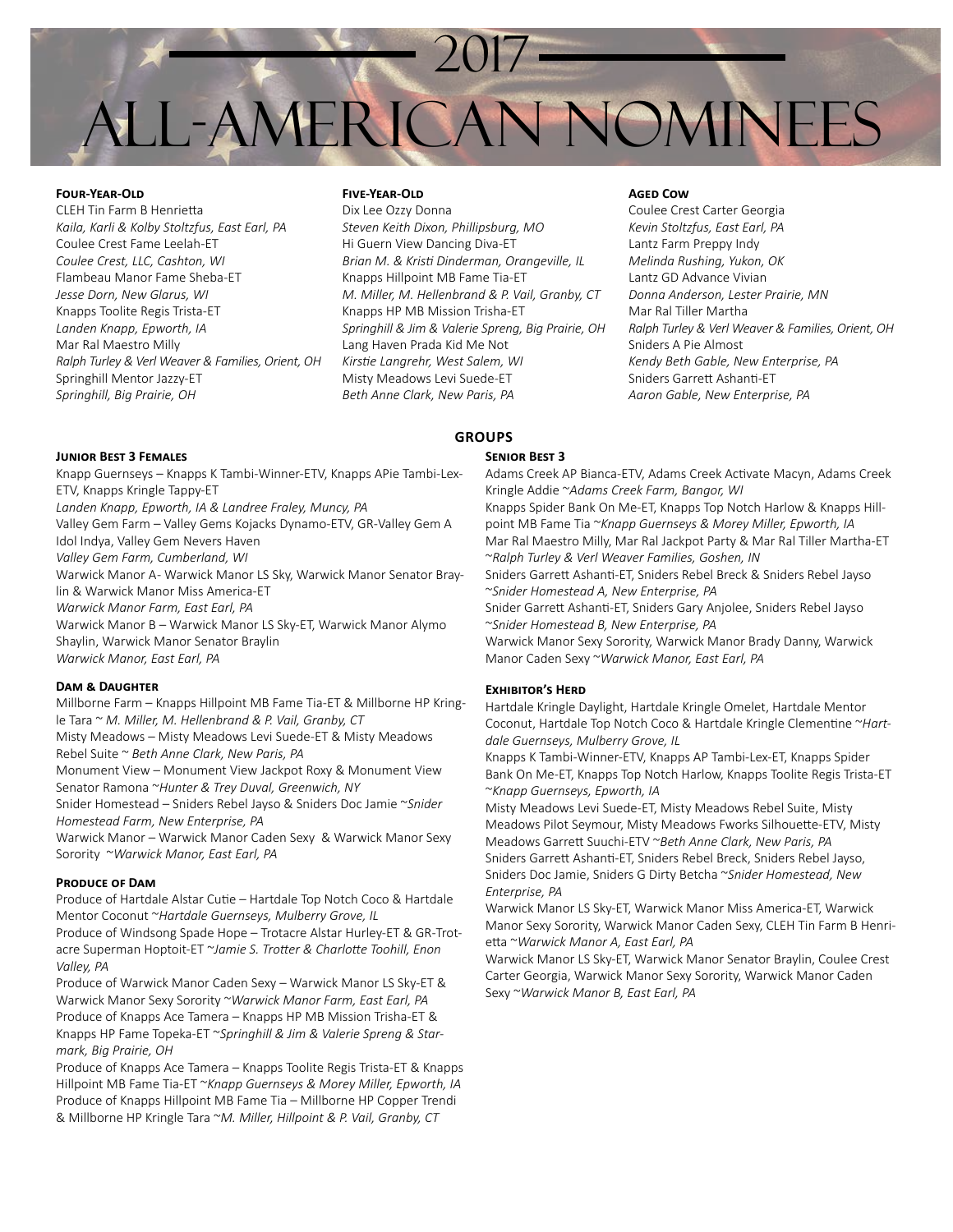# 2017 All-American Nominees

### Four-Year-Old

CLEH Tin Farm B Henrietta
*Kaila, Karli & Kolby Stoltzfus, East Earl, PA*
Coulee Crest Fame Leelah-ET
*Coulee Crest, LLC, Cashton, WI*
Flambeau Manor Fame Sheba-ET
*Jesse Dorn, New Glarus, WI*
Knapps Toolite Regis Trista-ET
*Landen Knapp, Epworth, IA*
Mar Ral Maestro Milly
*Ralph Turley & Verl Weaver & Families, Orient, OH*
Springhill Mentor Jazzy-ET
*Springhill, Big Prairie, OH*

### Five-Year-Old

Dix Lee Ozzy Donna
*Steven Keith Dixon, Phillipsburg, MO*
Hi Guern View Dancing Diva-ET
*Brian M. & Kristi Dinderman, Orangeville, IL*
Knapps Hillpoint MB Fame Tia-ET
*M. Miller, M. Hellenbrand & P. Vail, Granby, CT*
Knapps HP MB Mission Trisha-ET
*Springhill & Jim & Valerie Spreng, Big Prairie, OH*
Lang Haven Prada Kid Me Not
*Kirstie Langrehr, West Salem, WI*
Misty Meadows Levi Suede-ET
*Beth Anne Clark, New Paris, PA*

### Aged Cow

Coulee Crest Carter Georgia
*Kevin Stoltzfus, East Earl, PA*
Lantz Farm Preppy Indy
*Melinda Rushing, Yukon, OK*
Lantz GD Advance Vivian
*Donna Anderson, Lester Prairie, MN*
Mar Ral Tiller Martha
*Ralph Turley & Verl Weaver & Families, Orient, OH*
Sniders A Pie Almost
*Kendy Beth Gable, New Enterprise, PA*
Sniders Garrett Ashanti-ET
*Aaron Gable, New Enterprise, PA*

## Groups

### Junior Best 3 Females

Knapp Guernseys – Knapps K Tambi-Winner-ETV, Knapps APie Tambi-Lex-ETV, Knapps Kringle Tappy-ET
*Landen Knapp, Epworth, IA & Landree Fraley, Muncy, PA*
Valley Gem Farm – Valley Gems Kojacks Dynamo-ETV, GR-Valley Gem A Idol Indya, Valley Gem Nevers Haven
*Valley Gem Farm, Cumberland, WI*
Warwick Manor A- Warwick Manor LS Sky, Warwick Manor Senator Braylin & Warwick Manor Miss America-ET
*Warwick Manor Farm, East Earl, PA*
Warwick Manor B – Warwick Manor LS Sky-ET, Warwick Manor Alymo Shaylin, Warwick Manor Senator Braylin
*Warwick Manor, East Earl, PA*

### Dam & Daughter

Millborne Farm – Knapps Hillpoint MB Fame Tia-ET & Millborne HP Kringle Tara ~ *M. Miller, M. Hellenbrand & P. Vail, Granby, CT*
Misty Meadows – Misty Meadows Levi Suede-ET & Misty Meadows Rebel Suite ~ *Beth Anne Clark, New Paris, PA*
Monument View – Monument View Jackpot Roxy & Monument View Senator Ramona ~*Hunter & Trey Duval, Greenwich, NY*
Snider Homestead – Sniders Rebel Jayso & Sniders Doc Jamie ~*Snider Homestead Farm, New Enterprise, PA*
Warwick Manor – Warwick Manor Caden Sexy & Warwick Manor Sexy Sorority ~*Warwick Manor, East Earl, PA*

### Produce of Dam

Produce of Hartdale Alstar Cutie – Hartdale Top Notch Coco & Hartdale Mentor Coconut ~*Hartdale Guernseys, Mulberry Grove, IL*
Produce of Windsong Spade Hope – Trotacre Alstar Hurley-ET & GR-Trotacre Superman Hoptoit-ET ~*Jamie S. Trotter & Charlotte Toohill, Enon Valley, PA*
Produce of Warwick Manor Caden Sexy – Warwick Manor LS Sky-ET & Warwick Manor Sexy Sorority ~*Warwick Manor Farm, East Earl, PA*
Produce of Knapps Ace Tamera – Knapps HP MB Mission Trisha-ET & Knapps HP Fame Topeka-ET ~*Springhill & Jim & Valerie Spreng & Starmark, Big Prairie, OH*
Produce of Knapps Ace Tamera – Knapps Toolite Regis Trista-ET & Knapps Hillpoint MB Fame Tia-ET ~*Knapp Guernseys & Morey Miller, Epworth, IA*
Produce of Knapps Hillpoint MB Fame Tia – Millborne HP Copper Trendi & Millborne HP Kringle Tara ~*M. Miller, Hillpoint & P. Vail, Granby, CT*

### Senior Best 3

Adams Creek AP Bianca-ETV, Adams Creek Activate Macyn, Adams Creek Kringle Addie ~*Adams Creek Farm, Bangor, WI*
Knapps Spider Bank On Me-ET, Knapps Top Notch Harlow & Knapps Hillpoint MB Fame Tia ~*Knapp Guernseys & Morey Miller, Epworth, IA*
Mar Ral Maestro Milly, Mar Ral Jackpot Party & Mar Ral Tiller Martha-ET ~*Ralph Turley & Verl Weaver Families, Goshen, IN*
Sniders Garrett Ashanti-ET, Sniders Rebel Breck & Sniders Rebel Jayso ~*Snider Homestead A, New Enterprise, PA*
Snider Garrett Ashanti-ET, Sniders Gary Anjolee, Sniders Rebel Jayso ~*Snider Homestead B, New Enterprise, PA*
Warwick Manor Sexy Sorority, Warwick Manor Brady Danny, Warwick Manor Caden Sexy ~*Warwick Manor, East Earl, PA*

### Exhibitor's Herd

Hartdale Kringle Daylight, Hartdale Kringle Omelet, Hartdale Mentor Coconut, Hartdale Top Notch Coco & Hartdale Kringle Clementine ~*Hartdale Guernseys, Mulberry Grove, IL*
Knapps K Tambi-Winner-ETV, Knapps AP Tambi-Lex-ETV, Knapps Spider Bank On Me-ET, Knapps Top Notch Harlow, Knapps Toolite Regis Trista-ET ~*Knapp Guernseys, Epworth, IA*
Misty Meadows Levi Suede-ET, Misty Meadows Rebel Suite, Misty Meadows Pilot Seymour, Misty Meadows Fworks Silhouette-ETV, Misty Meadows Garrett Suchi-ETV ~*Beth Anne Clark, New Paris, PA*
Sniders Garrett Ashanti-ET, Sniders Rebel Breck, Sniders Rebel Jayso, Sniders Doc Jamie, Sniders G Dirty Betcha ~*Snider Homestead, New Enterprise, PA*
Warwick Manor LS Sky-ET, Warwick Manor Miss America-ET, Warwick Manor Sexy Sorority, Warwick Manor Caden Sexy, CLEH Tin Farm B Henrietta ~*Warwick Manor A, East Earl, PA*
Warwick Manor LS Sky-ET, Warwick Manor Senator Braylin, Coulee Crest Carter Georgia, Warwick Manor Sexy Sorority, Warwick Manor Caden Sexy ~*Warwick Manor B, East Earl, PA*